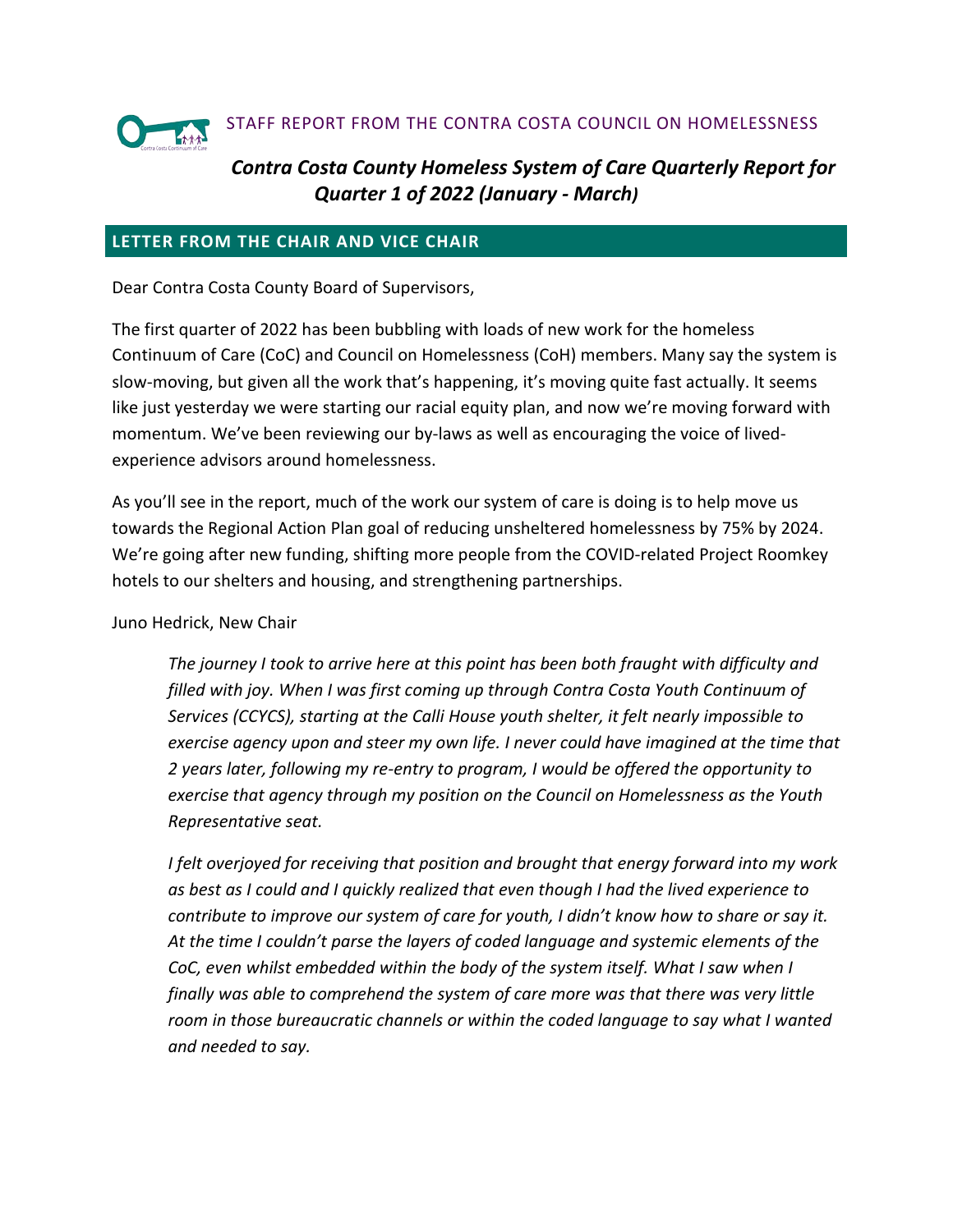STAFF REPORT FROM THE CONTRA COSTA COUNCIL ON HOMELESSNESS

# *Contra Costa County Homeless System of Care Quarterly Report for Quarter 1 of 2022 (January - March)*

## LETTER FROM THE CHAIR AND VICE CHAIR

Dear Contra Costa County Board of Supervisors,

The first quarter of 2022 has been bubbling with loads of new work for the homeless Continuum of Care (CoC) and Council on Homelessness (CoH) members. Many say the system is slow-moving, but given all the work that's happening, it's moving quite fast actually. It seems like just yesterday we were starting our racial equity plan, and now we're moving forward with momentum. We've been reviewing our by-laws as well as encouraging the voice of lived-experience advisors around homelessness.

As you'll see in the report, much of the work our system of care is doing is to help move us towards the Regional Action Plan goal of reducing unsheltered homelessness by 75% by 2024. We're going after new funding, shifting more people from the COVID-related Project Roomkey hotels to our shelters and housing, and strengthening partnerships.

Juno Hedrick, New Chair

> *The journey I took to arrive here at this point has been both fraught with difficulty and filled with joy. When I was first coming up through Contra Costa Youth Continuum of Services (CCYCS), starting at the Calli House youth shelter, it felt nearly impossible to exercise agency upon and steer my own life. I never could have imagined at the time that 2 years later, following my re-entry to program, I would be offered the opportunity to exercise that agency through my position on the Council on Homelessness as the Youth Representative seat.*
>
> *I felt overjoyed for receiving that position and brought that energy forward into my work as best as I could and I quickly realized that even though I had the lived experience to contribute to improve our system of care for youth, I didn't know how to share or say it. At the time I couldn't parse the layers of coded language and systemic elements of the CoC, even whilst embedded within the body of the system itself. What I saw when I finally was able to comprehend the system of care more was that there was very little room in those bureaucratic channels or within the coded language to say what I wanted and needed to say.*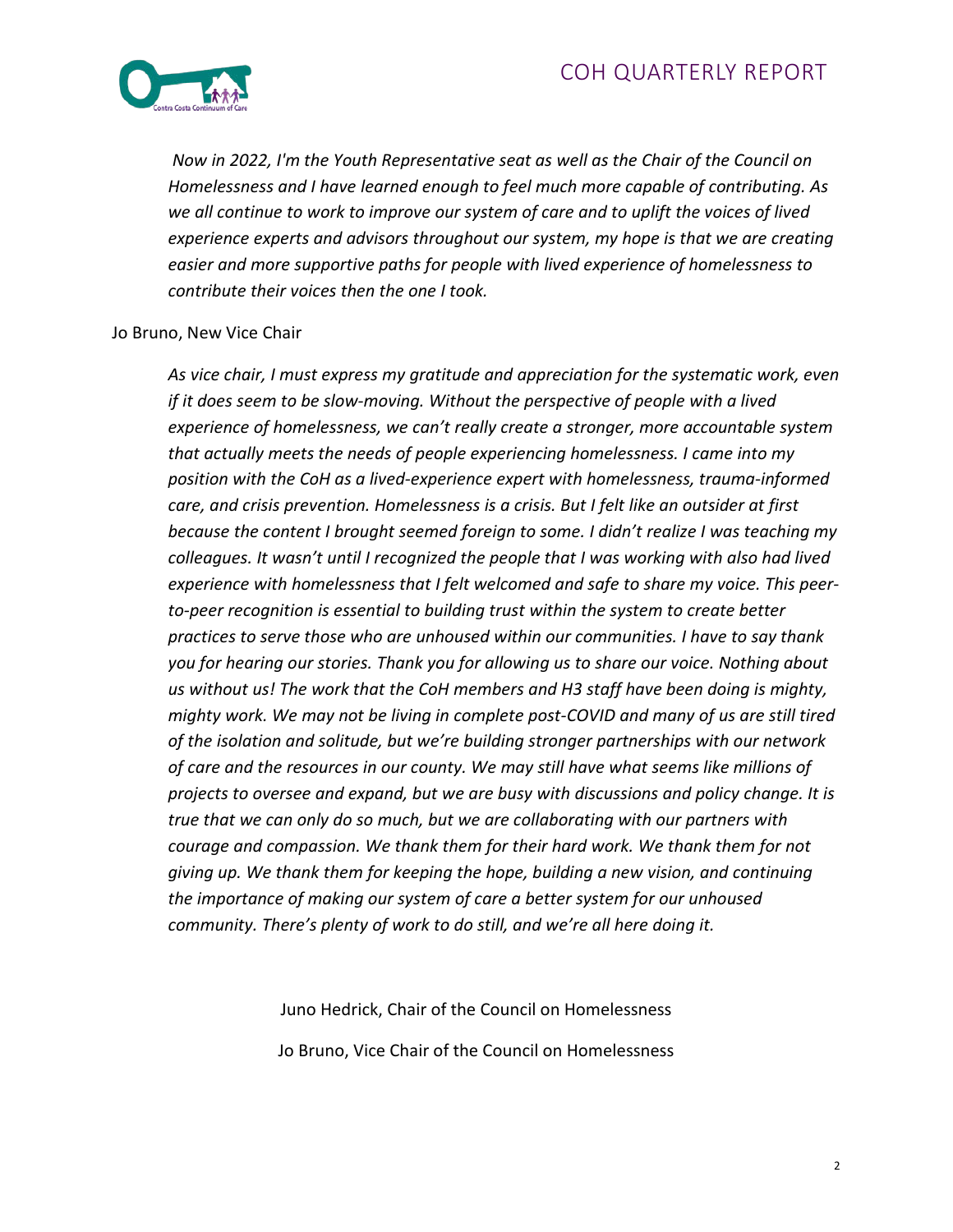*Now in 2022, I'm the Youth Representative seat as well as the Chair of the Council on Homelessness and I have learned enough to feel much more capable of contributing. As we all continue to work to improve our system of care and to uplift the voices of lived experience experts and advisors throughout our system, my hope is that we are creating easier and more supportive paths for people with lived experience of homelessness to contribute their voices then the one I took.*

Jo Bruno, New Vice Chair

*As vice chair, I must express my gratitude and appreciation for the systematic work, even if it does seem to be slow-moving. Without the perspective of people with a lived experience of homelessness, we can't really create a stronger, more accountable system that actually meets the needs of people experiencing homelessness. I came into my position with the CoH as a lived-experience expert with homelessness, trauma-informed care, and crisis prevention. Homelessness is a crisis. But I felt like an outsider at first because the content I brought seemed foreign to some. I didn't realize I was teaching my colleagues. It wasn't until I recognized the people that I was working with also had lived experience with homelessness that I felt welcomed and safe to share my voice. This peer-to-peer recognition is essential to building trust within the system to create better practices to serve those who are unhoused within our communities. I have to say thank you for hearing our stories. Thank you for allowing us to share our voice. Nothing about us without us! The work that the CoH members and H3 staff have been doing is mighty, mighty work. We may not be living in complete post-COVID and many of us are still tired of the isolation and solitude, but we're building stronger partnerships with our network of care and the resources in our county. We may still have what seems like millions of projects to oversee and expand, but we are busy with discussions and policy change. It is true that we can only do so much, but we are collaborating with our partners with courage and compassion. We thank them for their hard work. We thank them for not giving up. We thank them for keeping the hope, building a new vision, and continuing the importance of making our system of care a better system for our unhoused community. There's plenty of work to do still, and we're all here doing it.*

Juno Hedrick, Chair of the Council on Homelessness

Jo Bruno, Vice Chair of the Council on Homelessness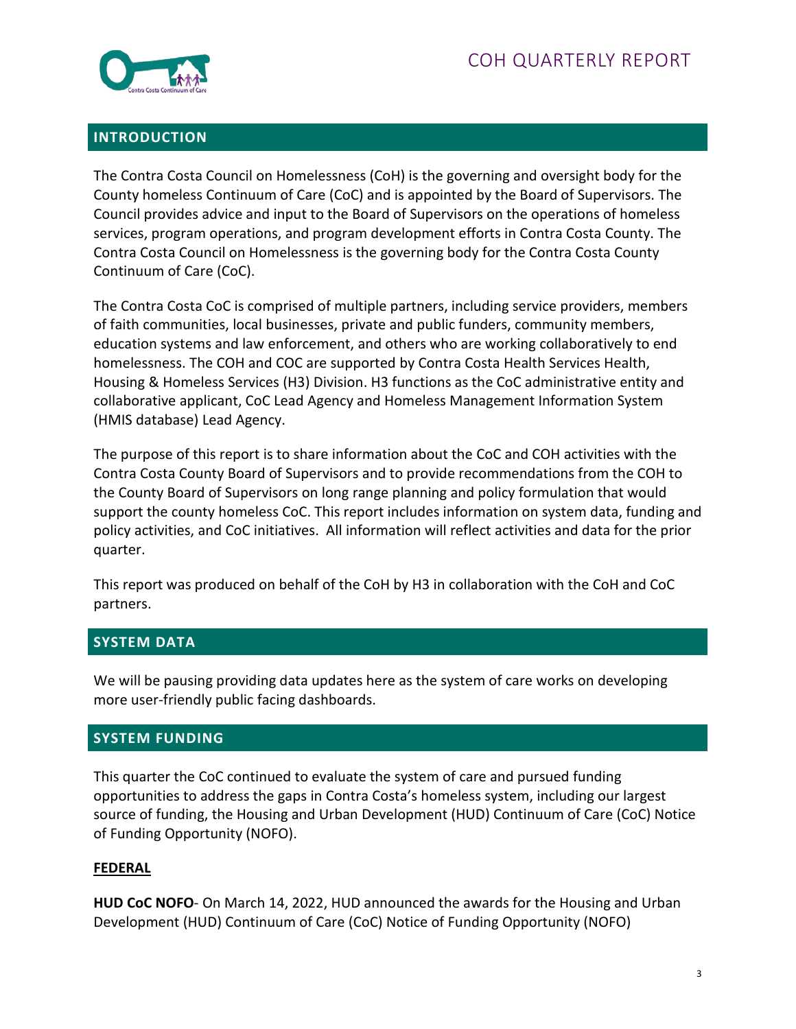## INTRODUCTION

The Contra Costa Council on Homelessness (CoH) is the governing and oversight body for the County homeless Continuum of Care (CoC) and is appointed by the Board of Supervisors. The Council provides advice and input to the Board of Supervisors on the operations of homeless services, program operations, and program development efforts in Contra Costa County. The Contra Costa Council on Homelessness is the governing body for the Contra Costa County Continuum of Care (CoC).

The Contra Costa CoC is comprised of multiple partners, including service providers, members of faith communities, local businesses, private and public funders, community members, education systems and law enforcement, and others who are working collaboratively to end homelessness. The COH and COC are supported by Contra Costa Health Services Health, Housing & Homeless Services (H3) Division. H3 functions as the CoC administrative entity and collaborative applicant, CoC Lead Agency and Homeless Management Information System (HMIS database) Lead Agency.

The purpose of this report is to share information about the CoC and COH activities with the Contra Costa County Board of Supervisors and to provide recommendations from the COH to the County Board of Supervisors on long range planning and policy formulation that would support the county homeless CoC. This report includes information on system data, funding and policy activities, and CoC initiatives. All information will reflect activities and data for the prior quarter.

This report was produced on behalf of the CoH by H3 in collaboration with the CoH and CoC partners.

## SYSTEM DATA

We will be pausing providing data updates here as the system of care works on developing more user-friendly public facing dashboards.

## SYSTEM FUNDING

This quarter the CoC continued to evaluate the system of care and pursued funding opportunities to address the gaps in Contra Costa's homeless system, including our largest source of funding, the Housing and Urban Development (HUD) Continuum of Care (CoC) Notice of Funding Opportunity (NOFO).

### FEDERAL

**HUD CoC NOFO**- On March 14, 2022, HUD announced the awards for the Housing and Urban Development (HUD) Continuum of Care (CoC) Notice of Funding Opportunity (NOFO)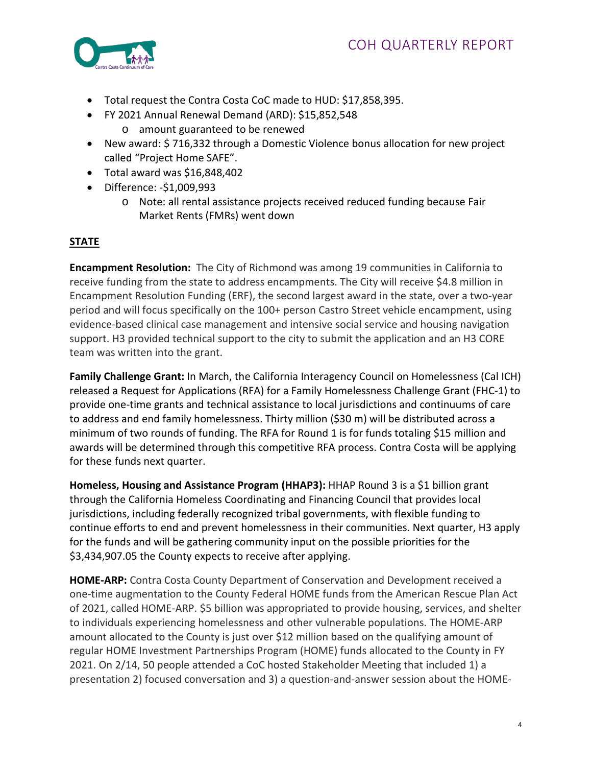- Total request the Contra Costa CoC made to HUD: $17,858,395.
- FY 2021 Annual Renewal Demand (ARD): $15,852,548
  - amount guaranteed to be renewed
- New award: $ 716,332 through a Domestic Violence bonus allocation for new project called "Project Home SAFE".
- Total award was $16,848,402
- Difference: -$1,009,993
  - Note: all rental assistance projects received reduced funding because Fair Market Rents (FMRs) went down

## STATE

**Encampment Resolution:** The City of Richmond was among 19 communities in California to receive funding from the state to address encampments. The City will receive $4.8 million in Encampment Resolution Funding (ERF), the second largest award in the state, over a two-year period and will focus specifically on the 100+ person Castro Street vehicle encampment, using evidence-based clinical case management and intensive social service and housing navigation support. H3 provided technical support to the city to submit the application and an H3 CORE team was written into the grant.

**Family Challenge Grant:** In March, the California Interagency Council on Homelessness (Cal ICH) released a Request for Applications (RFA) for a Family Homelessness Challenge Grant (FHC-1) to provide one-time grants and technical assistance to local jurisdictions and continuums of care to address and end family homelessness. Thirty million ($30 m) will be distributed across a minimum of two rounds of funding. The RFA for Round 1 is for funds totaling $15 million and awards will be determined through this competitive RFA process. Contra Costa will be applying for these funds next quarter.

**Homeless, Housing and Assistance Program (HHAP3):** HHAP Round 3 is a $1 billion grant through the California Homeless Coordinating and Financing Council that provides local jurisdictions, including federally recognized tribal governments, with flexible funding to continue efforts to end and prevent homelessness in their communities. Next quarter, H3 apply for the funds and will be gathering community input on the possible priorities for the $3,434,907.05 the County expects to receive after applying.

**HOME-ARP:** Contra Costa County Department of Conservation and Development received a one-time augmentation to the County Federal HOME funds from the American Rescue Plan Act of 2021, called HOME-ARP. $5 billion was appropriated to provide housing, services, and shelter to individuals experiencing homelessness and other vulnerable populations. The HOME-ARP amount allocated to the County is just over $12 million based on the qualifying amount of regular HOME Investment Partnerships Program (HOME) funds allocated to the County in FY 2021. On 2/14, 50 people attended a CoC hosted Stakeholder Meeting that included 1) a presentation 2) focused conversation and 3) a question-and-answer session about the HOME-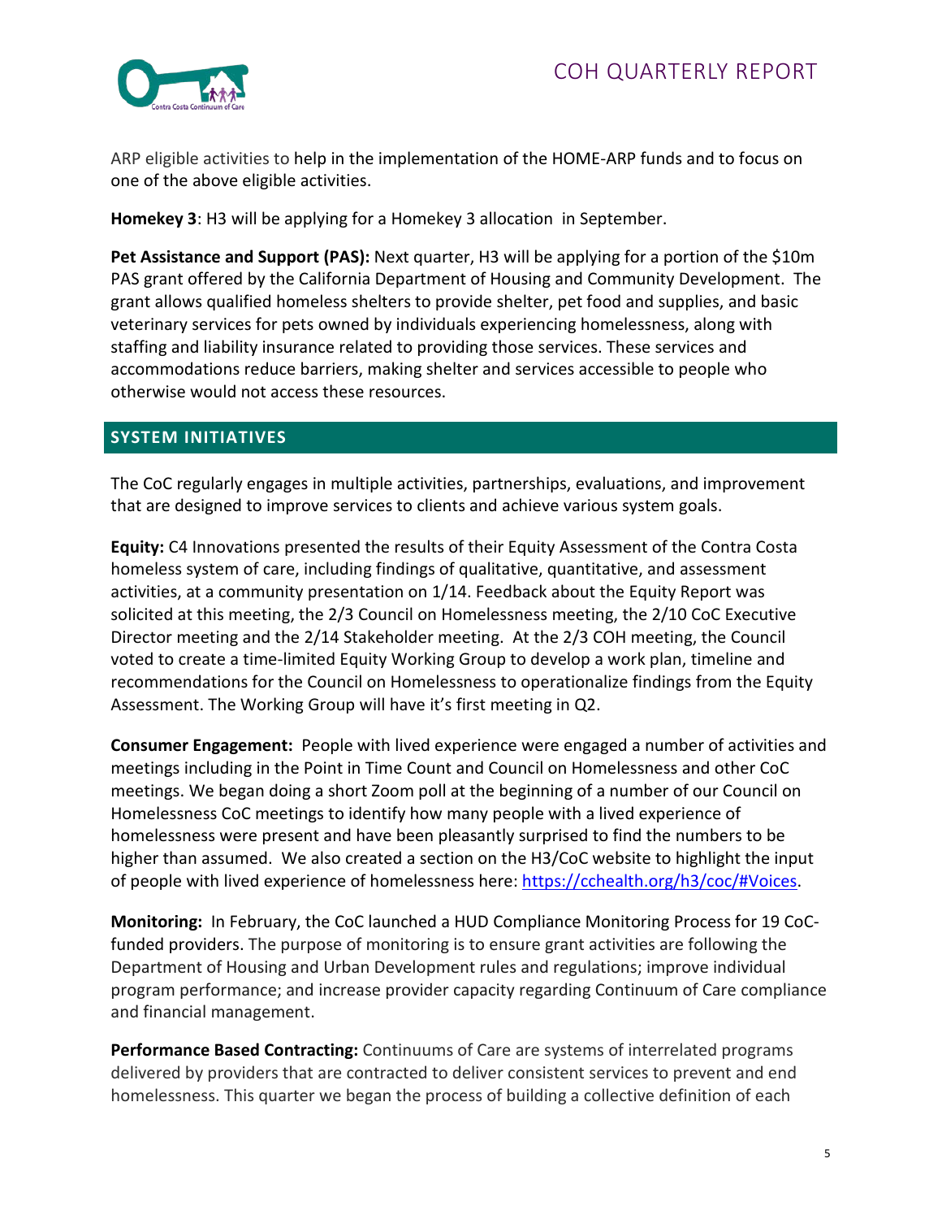ARP eligible activities to help in the implementation of the HOME-ARP funds and to focus on one of the above eligible activities.

**Homekey 3**: H3 will be applying for a Homekey 3 allocation in September.

**Pet Assistance and Support (PAS):** Next quarter, H3 will be applying for a portion of the $10m PAS grant offered by the California Department of Housing and Community Development. The grant allows qualified homeless shelters to provide shelter, pet food and supplies, and basic veterinary services for pets owned by individuals experiencing homelessness, along with staffing and liability insurance related to providing those services. These services and accommodations reduce barriers, making shelter and services accessible to people who otherwise would not access these resources.

## SYSTEM INITIATIVES

The CoC regularly engages in multiple activities, partnerships, evaluations, and improvement that are designed to improve services to clients and achieve various system goals.

**Equity:** C4 Innovations presented the results of their Equity Assessment of the Contra Costa homeless system of care, including findings of qualitative, quantitative, and assessment activities, at a community presentation on 1/14. Feedback about the Equity Report was solicited at this meeting, the 2/3 Council on Homelessness meeting, the 2/10 CoC Executive Director meeting and the 2/14 Stakeholder meeting. At the 2/3 COH meeting, the Council voted to create a time-limited Equity Working Group to develop a work plan, timeline and recommendations for the Council on Homelessness to operationalize findings from the Equity Assessment. The Working Group will have it's first meeting in Q2.

**Consumer Engagement:** People with lived experience were engaged a number of activities and meetings including in the Point in Time Count and Council on Homelessness and other CoC meetings. We began doing a short Zoom poll at the beginning of a number of our Council on Homelessness CoC meetings to identify how many people with a lived experience of homelessness were present and have been pleasantly surprised to find the numbers to be higher than assumed. We also created a section on the H3/CoC website to highlight the input of people with lived experience of homelessness here: https://cchealth.org/h3/coc/#Voices.

**Monitoring:** In February, the CoC launched a HUD Compliance Monitoring Process for 19 CoC-funded providers. The purpose of monitoring is to ensure grant activities are following the Department of Housing and Urban Development rules and regulations; improve individual program performance; and increase provider capacity regarding Continuum of Care compliance and financial management.

**Performance Based Contracting:** Continuums of Care are systems of interrelated programs delivered by providers that are contracted to deliver consistent services to prevent and end homelessness. This quarter we began the process of building a collective definition of each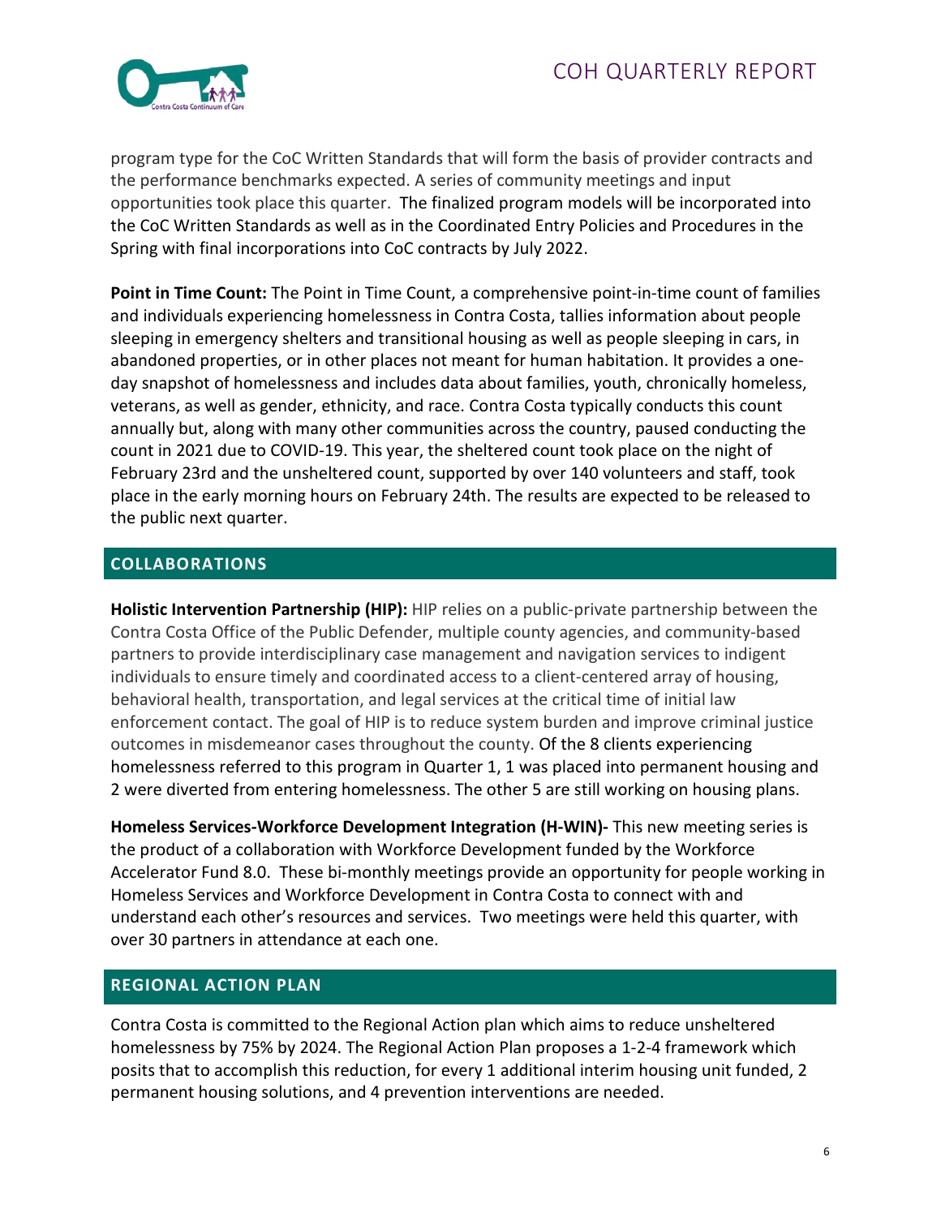program type for the CoC Written Standards that will form the basis of provider contracts and the performance benchmarks expected. A series of community meetings and input opportunities took place this quarter. The finalized program models will be incorporated into the CoC Written Standards as well as in the Coordinated Entry Policies and Procedures in the Spring with final incorporations into CoC contracts by July 2022.

**Point in Time Count:** The Point in Time Count, a comprehensive point-in-time count of families and individuals experiencing homelessness in Contra Costa, tallies information about people sleeping in emergency shelters and transitional housing as well as people sleeping in cars, in abandoned properties, or in other places not meant for human habitation. It provides a one-day snapshot of homelessness and includes data about families, youth, chronically homeless, veterans, as well as gender, ethnicity, and race. Contra Costa typically conducts this count annually but, along with many other communities across the country, paused conducting the count in 2021 due to COVID-19. This year, the sheltered count took place on the night of February 23rd and the unsheltered count, supported by over 140 volunteers and staff, took place in the early morning hours on February 24th. The results are expected to be released to the public next quarter.

## COLLABORATIONS

**Holistic Intervention Partnership (HIP):** HIP relies on a public-private partnership between the Contra Costa Office of the Public Defender, multiple county agencies, and community-based partners to provide interdisciplinary case management and navigation services to indigent individuals to ensure timely and coordinated access to a client-centered array of housing, behavioral health, transportation, and legal services at the critical time of initial law enforcement contact. The goal of HIP is to reduce system burden and improve criminal justice outcomes in misdemeanor cases throughout the county. Of the 8 clients experiencing homelessness referred to this program in Quarter 1, 1 was placed into permanent housing and 2 were diverted from entering homelessness. The other 5 are still working on housing plans.

**Homeless Services-Workforce Development Integration (H-WIN)-** This new meeting series is the product of a collaboration with Workforce Development funded by the Workforce Accelerator Fund 8.0. These bi-monthly meetings provide an opportunity for people working in Homeless Services and Workforce Development in Contra Costa to connect with and understand each other's resources and services. Two meetings were held this quarter, with over 30 partners in attendance at each one.

## REGIONAL ACTION PLAN

Contra Costa is committed to the Regional Action plan which aims to reduce unsheltered homelessness by 75% by 2024. The Regional Action Plan proposes a 1-2-4 framework which posits that to accomplish this reduction, for every 1 additional interim housing unit funded, 2 permanent housing solutions, and 4 prevention interventions are needed.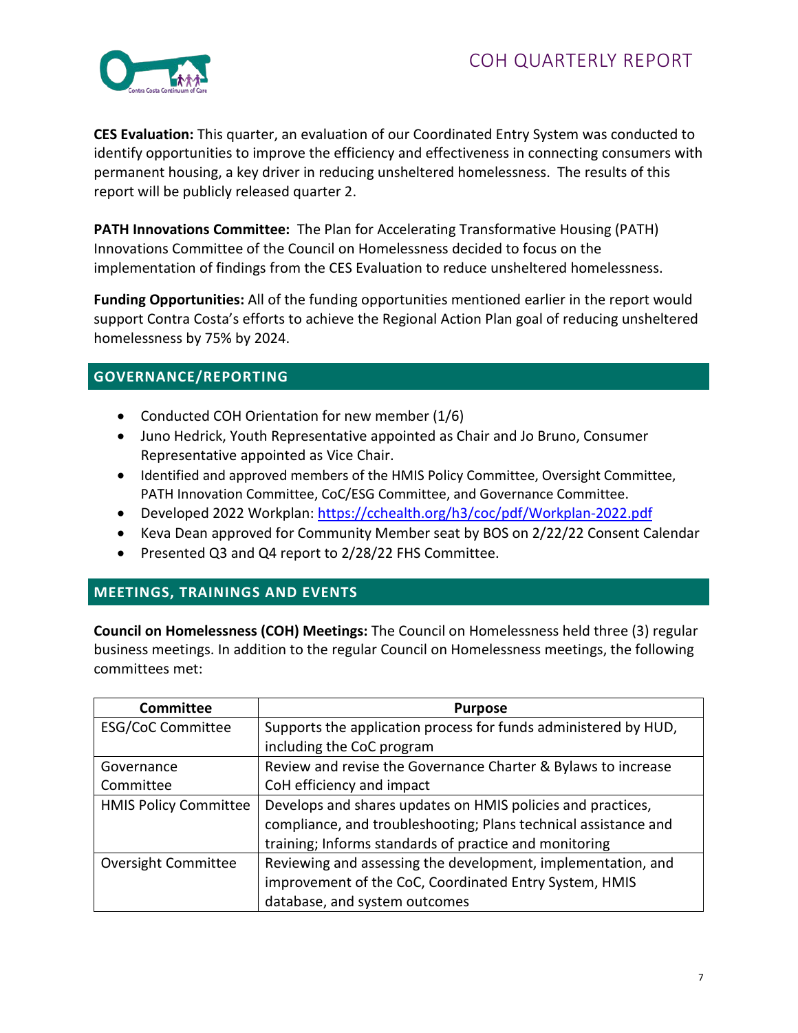**CES Evaluation:** This quarter, an evaluation of our Coordinated Entry System was conducted to identify opportunities to improve the efficiency and effectiveness in connecting consumers with permanent housing, a key driver in reducing unsheltered homelessness. The results of this report will be publicly released quarter 2.

**PATH Innovations Committee:** The Plan for Accelerating Transformative Housing (PATH) Innovations Committee of the Council on Homelessness decided to focus on the implementation of findings from the CES Evaluation to reduce unsheltered homelessness.

**Funding Opportunities:** All of the funding opportunities mentioned earlier in the report would support Contra Costa's efforts to achieve the Regional Action Plan goal of reducing unsheltered homelessness by 75% by 2024.

## GOVERNANCE/REPORTING

- Conducted COH Orientation for new member (1/6)
- Juno Hedrick, Youth Representative appointed as Chair and Jo Bruno, Consumer Representative appointed as Vice Chair.
- Identified and approved members of the HMIS Policy Committee, Oversight Committee, PATH Innovation Committee, CoC/ESG Committee, and Governance Committee.
- Developed 2022 Workplan: https://cchealth.org/h3/coc/pdf/Workplan-2022.pdf
- Keva Dean approved for Community Member seat by BOS on 2/22/22 Consent Calendar
- Presented Q3 and Q4 report to 2/28/22 FHS Committee.

## MEETINGS, TRAININGS AND EVENTS

**Council on Homelessness (COH) Meetings:** The Council on Homelessness held three (3) regular business meetings. In addition to the regular Council on Homelessness meetings, the following committees met:

| Committee | Purpose |
|---|---|
| ESG/CoC Committee | Supports the application process for funds administered by HUD, including the CoC program |
| Governance Committee | Review and revise the Governance Charter & Bylaws to increase CoH efficiency and impact |
| HMIS Policy Committee | Develops and shares updates on HMIS policies and practices, compliance, and troubleshooting; Plans technical assistance and training; Informs standards of practice and monitoring |
| Oversight Committee | Reviewing and assessing the development, implementation, and improvement of the CoC, Coordinated Entry System, HMIS database, and system outcomes |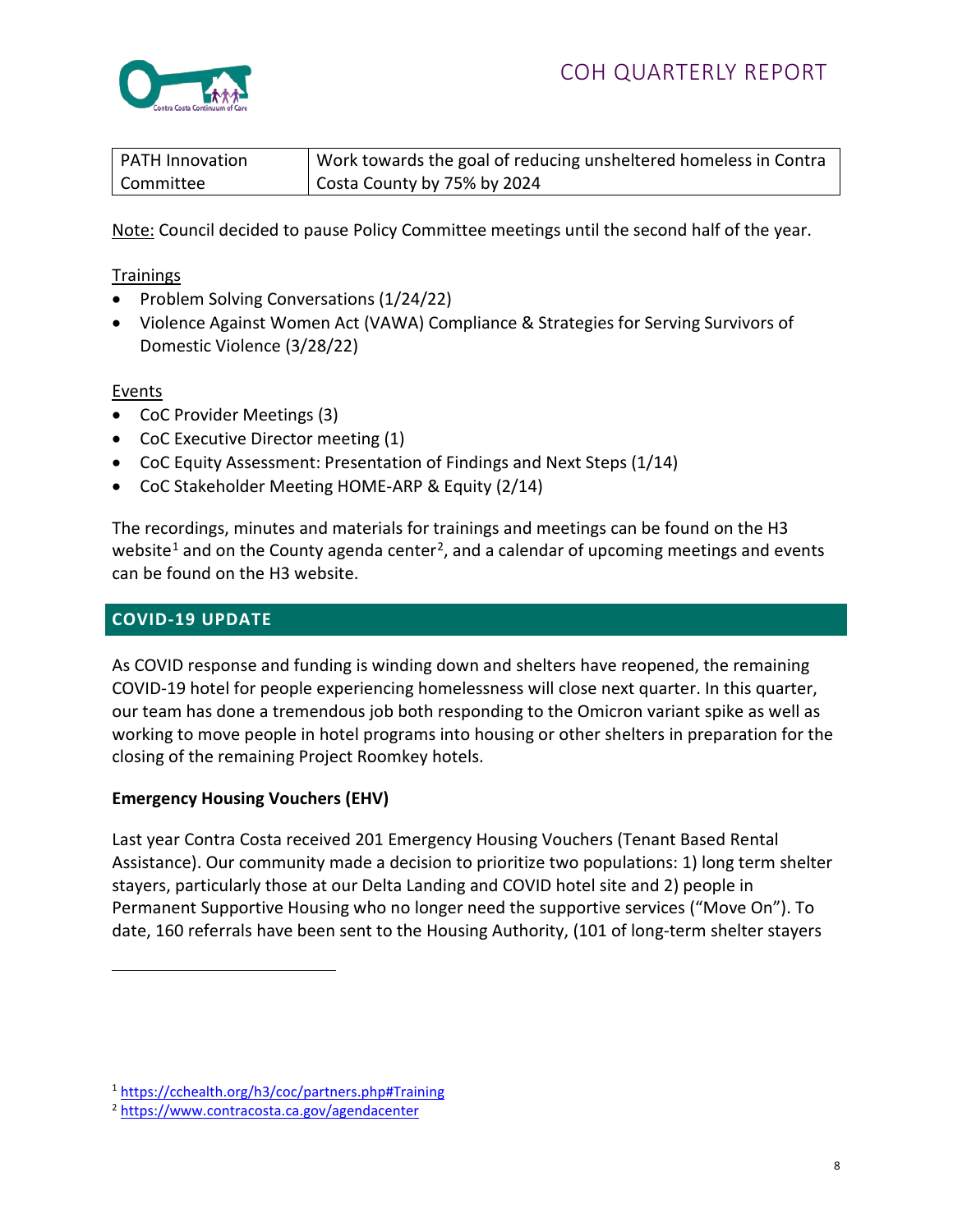| PATH Innovation Committee | Work towards the goal of reducing unsheltered homeless in Contra Costa County by 75% by 2024 |
|---|---|

Note: Council decided to pause Policy Committee meetings until the second half of the year.

Trainings

- Problem Solving Conversations (1/24/22)
- Violence Against Women Act (VAWA) Compliance & Strategies for Serving Survivors of Domestic Violence (3/28/22)

Events

- CoC Provider Meetings (3)
- CoC Executive Director meeting (1)
- CoC Equity Assessment: Presentation of Findings and Next Steps (1/14)
- CoC Stakeholder Meeting HOME-ARP & Equity (2/14)

The recordings, minutes and materials for trainings and meetings can be found on the H3 website[1] and on the County agenda center[2], and a calendar of upcoming meetings and events can be found on the H3 website.

## COVID-19 UPDATE

As COVID response and funding is winding down and shelters have reopened, the remaining COVID-19 hotel for people experiencing homelessness will close next quarter. In this quarter, our team has done a tremendous job both responding to the Omicron variant spike as well as working to move people in hotel programs into housing or other shelters in preparation for the closing of the remaining Project Roomkey hotels.

**Emergency Housing Vouchers (EHV)**

Last year Contra Costa received 201 Emergency Housing Vouchers (Tenant Based Rental Assistance). Our community made a decision to prioritize two populations: 1) long term shelter stayers, particularly those at our Delta Landing and COVID hotel site and 2) people in Permanent Supportive Housing who no longer need the supportive services ("Move On"). To date, 160 referrals have been sent to the Housing Authority, (101 of long-term shelter stayers

---

[1] https://cchealth.org/h3/coc/partners.php#Training

[2] https://www.contracosta.ca.gov/agendacenter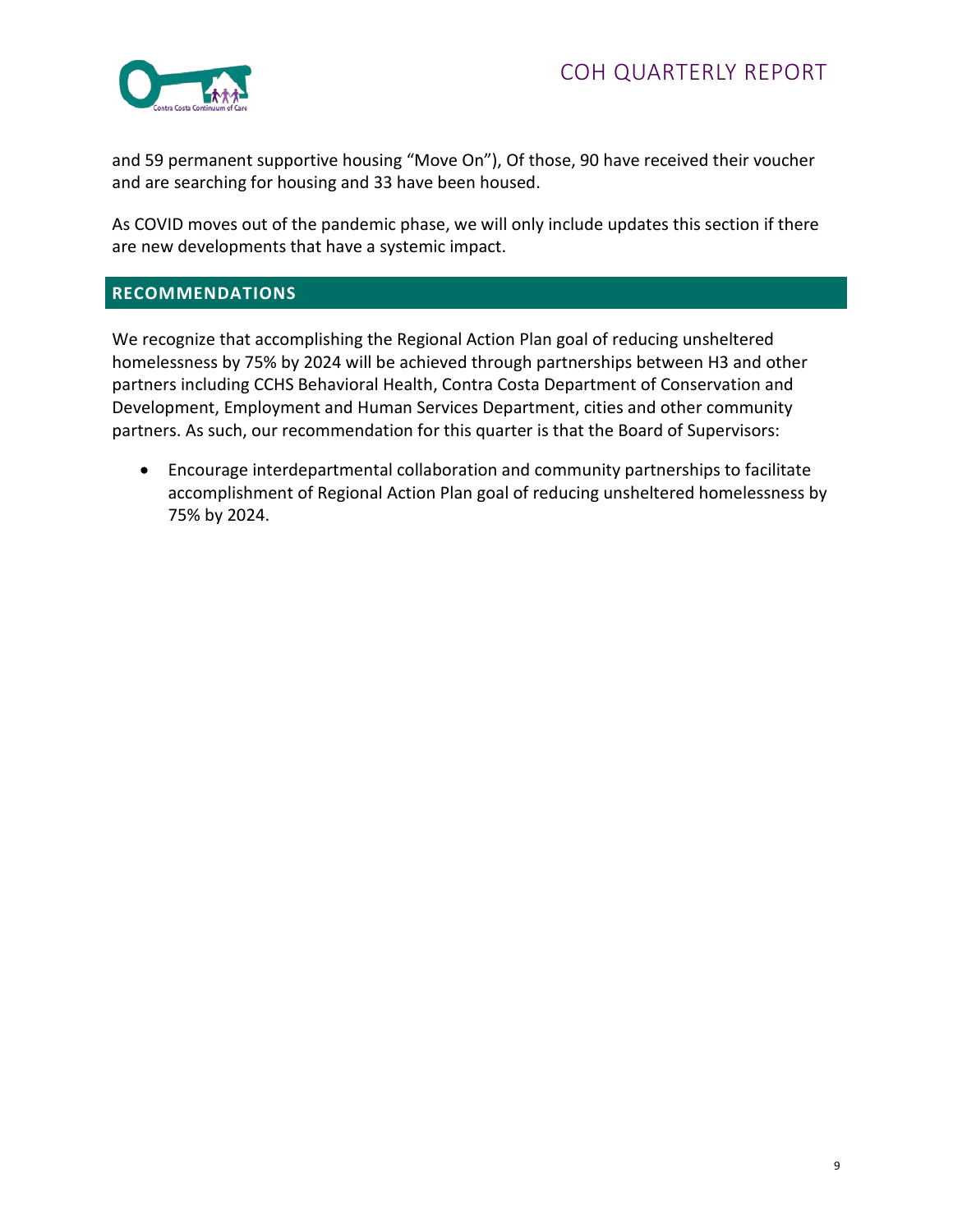and 59 permanent supportive housing "Move On"), Of those, 90 have received their voucher and are searching for housing and 33 have been housed.

As COVID moves out of the pandemic phase, we will only include updates this section if there are new developments that have a systemic impact.

## RECOMMENDATIONS

We recognize that accomplishing the Regional Action Plan goal of reducing unsheltered homelessness by 75% by 2024 will be achieved through partnerships between H3 and other partners including CCHS Behavioral Health, Contra Costa Department of Conservation and Development, Employment and Human Services Department, cities and other community partners. As such, our recommendation for this quarter is that the Board of Supervisors:

- Encourage interdepartmental collaboration and community partnerships to facilitate accomplishment of Regional Action Plan goal of reducing unsheltered homelessness by 75% by 2024.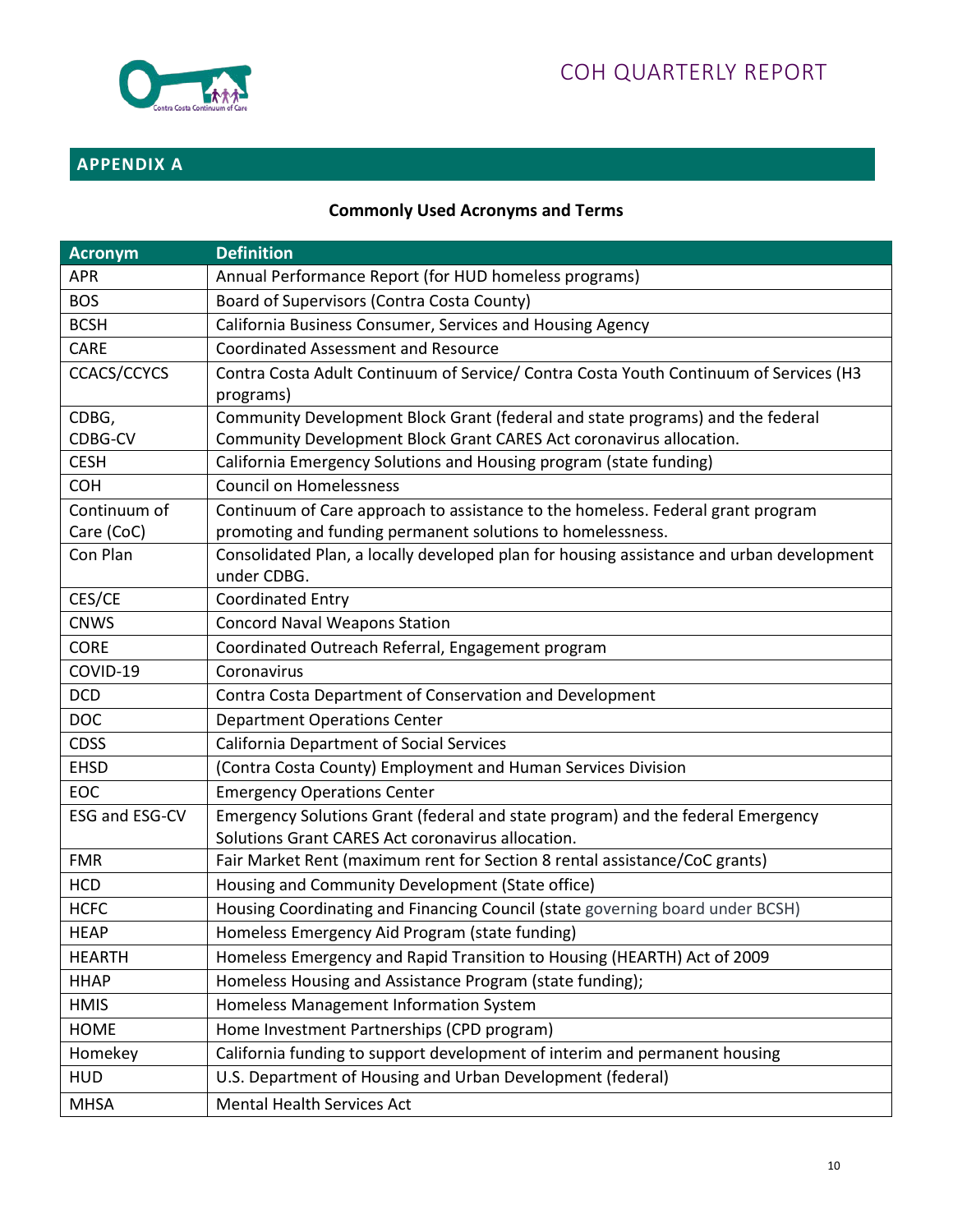## APPENDIX A

**Commonly Used Acronyms and Terms**

| Acronym | Definition |
|---|---|
| APR | Annual Performance Report (for HUD homeless programs) |
| BOS | Board of Supervisors (Contra Costa County) |
| BCSH | California Business Consumer, Services and Housing Agency |
| CARE | Coordinated Assessment and Resource |
| CCACS/CCYCS | Contra Costa Adult Continuum of Service/ Contra Costa Youth Continuum of Services (H3 programs) |
| CDBG, CDBG-CV | Community Development Block Grant (federal and state programs) and the federal Community Development Block Grant CARES Act coronavirus allocation. |
| CESH | California Emergency Solutions and Housing program (state funding) |
| COH | Council on Homelessness |
| Continuum of Care (CoC) | Continuum of Care approach to assistance to the homeless. Federal grant program promoting and funding permanent solutions to homelessness. |
| Con Plan | Consolidated Plan, a locally developed plan for housing assistance and urban development under CDBG. |
| CES/CE | Coordinated Entry |
| CNWS | Concord Naval Weapons Station |
| CORE | Coordinated Outreach Referral, Engagement program |
| COVID-19 | Coronavirus |
| DCD | Contra Costa Department of Conservation and Development |
| DOC | Department Operations Center |
| CDSS | California Department of Social Services |
| EHSD | (Contra Costa County) Employment and Human Services Division |
| EOC | Emergency Operations Center |
| ESG and ESG-CV | Emergency Solutions Grant (federal and state program) and the federal Emergency Solutions Grant CARES Act coronavirus allocation. |
| FMR | Fair Market Rent (maximum rent for Section 8 rental assistance/CoC grants) |
| HCD | Housing and Community Development (State office) |
| HCFC | Housing Coordinating and Financing Council (state governing board under BCSH) |
| HEAP | Homeless Emergency Aid Program (state funding) |
| HEARTH | Homeless Emergency and Rapid Transition to Housing (HEARTH) Act of 2009 |
| HHAP | Homeless Housing and Assistance Program (state funding); |
| HMIS | Homeless Management Information System |
| HOME | Home Investment Partnerships (CPD program) |
| Homekey | California funding to support development of interim and permanent housing |
| HUD | U.S. Department of Housing and Urban Development (federal) |
| MHSA | Mental Health Services Act |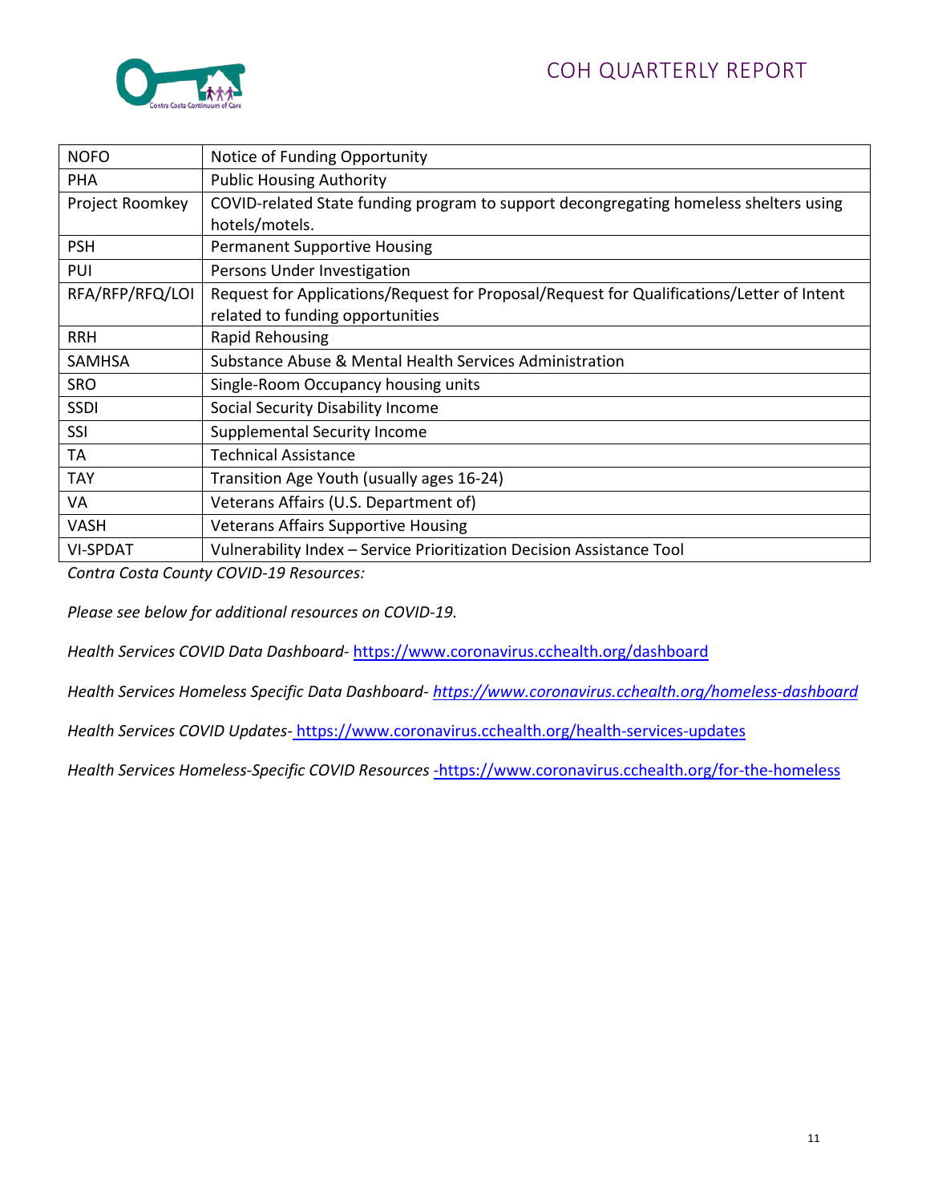| | |
|---|---|
| NOFO | Notice of Funding Opportunity |
| PHA | Public Housing Authority |
| Project Roomkey | COVID-related State funding program to support decongregating homeless shelters using hotels/motels. |
| PSH | Permanent Supportive Housing |
| PUI | Persons Under Investigation |
| RFA/RFP/RFQ/LOI | Request for Applications/Request for Proposal/Request for Qualifications/Letter of Intent related to funding opportunities |
| RRH | Rapid Rehousing |
| SAMHSA | Substance Abuse & Mental Health Services Administration |
| SRO | Single-Room Occupancy housing units |
| SSDI | Social Security Disability Income |
| SSI | Supplemental Security Income |
| TA | Technical Assistance |
| TAY | Transition Age Youth (usually ages 16-24) |
| VA | Veterans Affairs (U.S. Department of) |
| VASH | Veterans Affairs Supportive Housing |
| VI-SPDAT | Vulnerability Index – Service Prioritization Decision Assistance Tool |

*Contra Costa County COVID-19 Resources:*

*Please see below for additional resources on COVID-19.*

*Health Services COVID Data Dashboard-* https://www.coronavirus.cchealth.org/dashboard

*Health Services Homeless Specific Data Dashboard- https://www.coronavirus.cchealth.org/homeless-dashboard*

*Health Services COVID Updates-* https://www.coronavirus.cchealth.org/health-services-updates

*Health Services Homeless-Specific COVID Resources* -https://www.coronavirus.cchealth.org/for-the-homeless